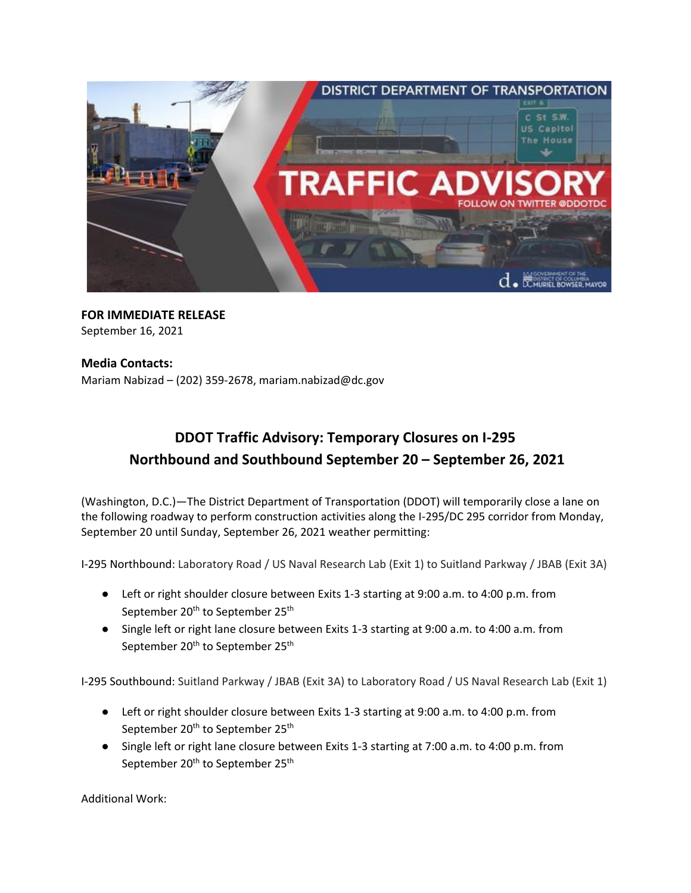**FOR IMMEDIATE RELEASE**
September 16, 2021

**Media Contacts:**
Mariam Nabizad – (202) 359-2678, mariam.nabizad@dc.gov

## DDOT Traffic Advisory: Temporary Closures on I-295 Northbound and Southbound September 20 – September 26, 2021

(Washington, D.C.)—The District Department of Transportation (DDOT) will temporarily close a lane on the following roadway to perform construction activities along the I-295/DC 295 corridor from Monday, September 20 until Sunday, September 26, 2021 weather permitting:

I-295 Northbound: Laboratory Road / US Naval Research Lab (Exit 1) to Suitland Parkway / JBAB (Exit 3A)

- Left or right shoulder closure between Exits 1-3 starting at 9:00 a.m. to 4:00 p.m. from September 20th to September 25th
- Single left or right lane closure between Exits 1-3 starting at 9:00 a.m. to 4:00 a.m. from September 20th to September 25th

I-295 Southbound: Suitland Parkway / JBAB (Exit 3A) to Laboratory Road / US Naval Research Lab (Exit 1)

- Left or right shoulder closure between Exits 1-3 starting at 9:00 a.m. to 4:00 p.m. from September 20th to September 25th
- Single left or right lane closure between Exits 1-3 starting at 7:00 a.m. to 4:00 p.m. from September 20th to September 25th

Additional Work: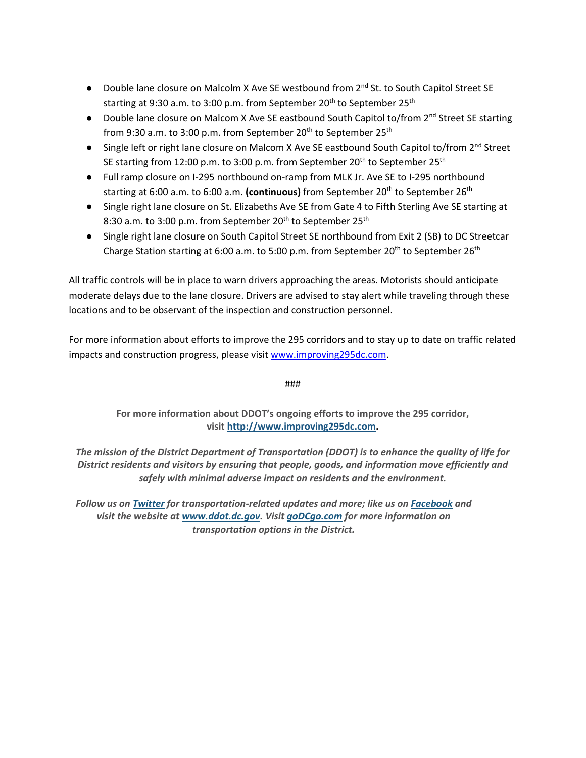- Double lane closure on Malcolm X Ave SE westbound from 2nd St. to South Capitol Street SE starting at 9:30 a.m. to 3:00 p.m. from September 20th to September 25th
- Double lane closure on Malcom X Ave SE eastbound South Capitol to/from 2nd Street SE starting from 9:30 a.m. to 3:00 p.m. from September 20th to September 25th
- Single left or right lane closure on Malcom X Ave SE eastbound South Capitol to/from 2nd Street SE starting from 12:00 p.m. to 3:00 p.m. from September 20th to September 25th
- Full ramp closure on I-295 northbound on-ramp from MLK Jr. Ave SE to I-295 northbound starting at 6:00 a.m. to 6:00 a.m. **(continuous)** from September 20th to September 26th
- Single right lane closure on St. Elizabeths Ave SE from Gate 4 to Fifth Sterling Ave SE starting at 8:30 a.m. to 3:00 p.m. from September 20th to September 25th
- Single right lane closure on South Capitol Street SE northbound from Exit 2 (SB) to DC Streetcar Charge Station starting at 6:00 a.m. to 5:00 p.m. from September 20th to September 26th

All traffic controls will be in place to warn drivers approaching the areas. Motorists should anticipate moderate delays due to the lane closure. Drivers are advised to stay alert while traveling through these locations and to be observant of the inspection and construction personnel.

For more information about efforts to improve the 295 corridors and to stay up to date on traffic related impacts and construction progress, please visit [www.improving295dc.com](http://www.improving295dc.com).

###

**For more information about DDOT's ongoing efforts to improve the 295 corridor, visit [http://www.improving295dc.com](http://www.improving295dc.com).**

***The mission of the District Department of Transportation (DDOT) is to enhance the quality of life for District residents and visitors by ensuring that people, goods, and information move efficiently and safely with minimal adverse impact on residents and the environment.***

***Follow us on Twitter for transportation-related updates and more; like us on Facebook and visit the website at www.ddot.dc.gov. Visit goDCgo.com for more information on transportation options in the District.***